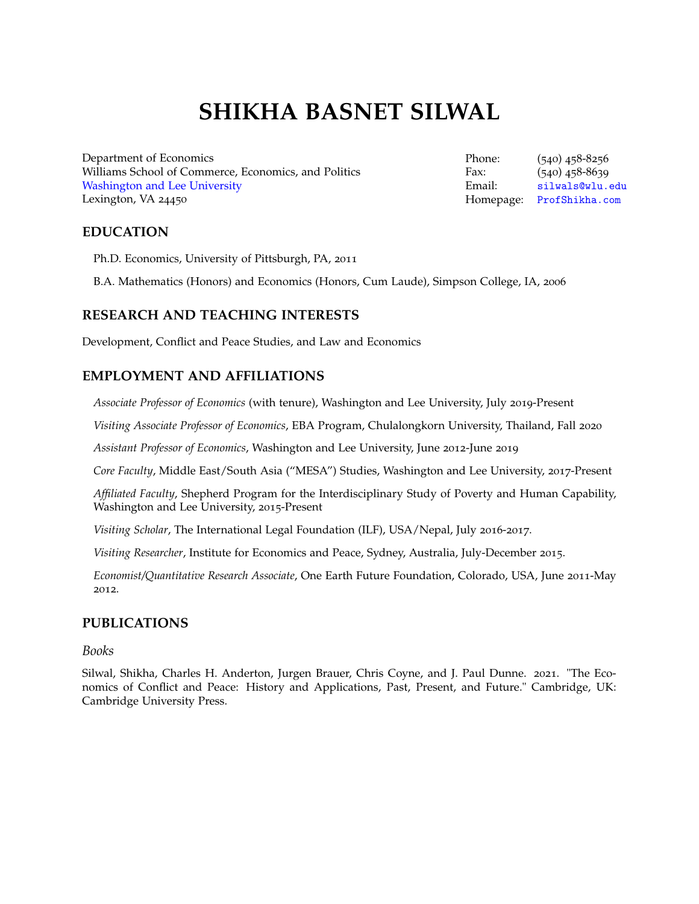# SHIKHA BASNET SILWAL

Department of Economics
Williams School of Commerce, Economics, and Politics
Washington and Lee University
Lexington, VA 24450

Phone: (540) 458-8256
Fax: (540) 458-8639
Email: silwals@wlu.edu
Homepage: ProfShikha.com

## EDUCATION

Ph.D. Economics, University of Pittsburgh, PA, 2011

B.A. Mathematics (Honors) and Economics (Honors, Cum Laude), Simpson College, IA, 2006

## RESEARCH AND TEACHING INTERESTS

Development, Conflict and Peace Studies, and Law and Economics

## EMPLOYMENT AND AFFILIATIONS

*Associate Professor of Economics* (with tenure), Washington and Lee University, July 2019-Present

*Visiting Associate Professor of Economics*, EBA Program, Chulalongkorn University, Thailand, Fall 2020

*Assistant Professor of Economics*, Washington and Lee University, June 2012-June 2019

*Core Faculty*, Middle East/South Asia ("MESA") Studies, Washington and Lee University, 2017-Present

*Affiliated Faculty*, Shepherd Program for the Interdisciplinary Study of Poverty and Human Capability, Washington and Lee University, 2015-Present

*Visiting Scholar*, The International Legal Foundation (ILF), USA/Nepal, July 2016-2017.

*Visiting Researcher*, Institute for Economics and Peace, Sydney, Australia, July-December 2015.

*Economist/Quantitative Research Associate*, One Earth Future Foundation, Colorado, USA, June 2011-May 2012.

## PUBLICATIONS

### *Books*

Silwal, Shikha, Charles H. Anderton, Jurgen Brauer, Chris Coyne, and J. Paul Dunne. 2021. "The Economics of Conflict and Peace: History and Applications, Past, Present, and Future." Cambridge, UK: Cambridge University Press.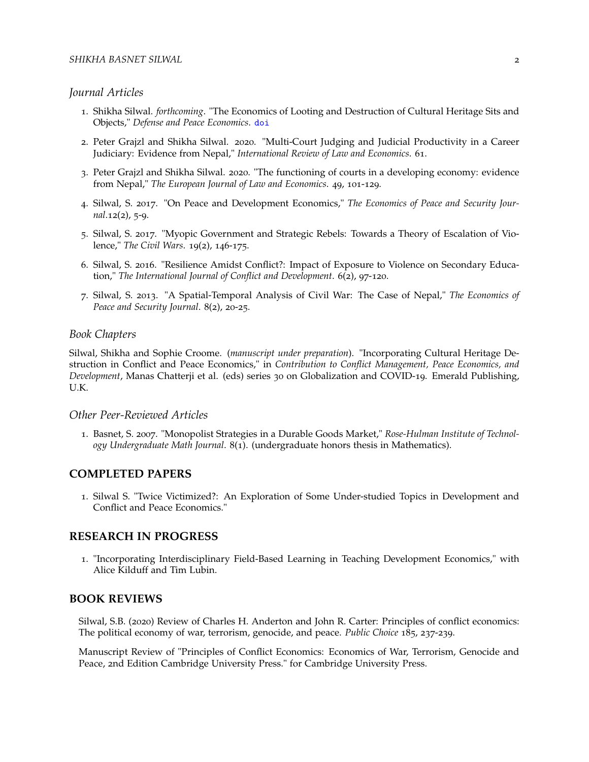### *Journal Articles*

1. Shikha Silwal. *forthcoming*. "The Economics of Looting and Destruction of Cultural Heritage Sits and Objects," *Defense and Peace Economics*. doi

2. Peter Grajzl and Shikha Silwal. 2020. "Multi-Court Judging and Judicial Productivity in a Career Judiciary: Evidence from Nepal," *International Review of Law and Economics*. 61.

3. Peter Grajzl and Shikha Silwal. 2020. "The functioning of courts in a developing economy: evidence from Nepal," *The European Journal of Law and Economics*. 49, 101-129.

4. Silwal, S. 2017. "On Peace and Development Economics," *The Economics of Peace and Security Journal*.12(2), 5-9.

5. Silwal, S. 2017. "Myopic Government and Strategic Rebels: Towards a Theory of Escalation of Violence," *The Civil Wars*. 19(2), 146-175.

6. Silwal, S. 2016. "Resilience Amidst Conflict?: Impact of Exposure to Violence on Secondary Education," *The International Journal of Conflict and Development*. 6(2), 97-120.

7. Silwal, S. 2013. "A Spatial-Temporal Analysis of Civil War: The Case of Nepal," *The Economics of Peace and Security Journal*. 8(2), 20-25.

### *Book Chapters*

Silwal, Shikha and Sophie Croome. (*manuscript under preparation*). "Incorporating Cultural Heritage Destruction in Conflict and Peace Economics," in *Contribution to Conflict Management, Peace Economics, and Development*, Manas Chatterji et al. (eds) series 30 on Globalization and COVID-19. Emerald Publishing, U.K.

### *Other Peer-Reviewed Articles*

1. Basnet, S. 2007. "Monopolist Strategies in a Durable Goods Market," *Rose-Hulman Institute of Technology Undergraduate Math Journal*. 8(1). (undergraduate honors thesis in Mathematics).

## COMPLETED PAPERS

1. Silwal S. "Twice Victimized?: An Exploration of Some Under-studied Topics in Development and Conflict and Peace Economics."

## RESEARCH IN PROGRESS

1. "Incorporating Interdisciplinary Field-Based Learning in Teaching Development Economics," with Alice Kilduff and Tim Lubin.

## BOOK REVIEWS

Silwal, S.B. (2020) Review of Charles H. Anderton and John R. Carter: Principles of conflict economics: The political economy of war, terrorism, genocide, and peace. *Public Choice* 185, 237-239.

Manuscript Review of "Principles of Conflict Economics: Economics of War, Terrorism, Genocide and Peace, 2nd Edition Cambridge University Press." for Cambridge University Press.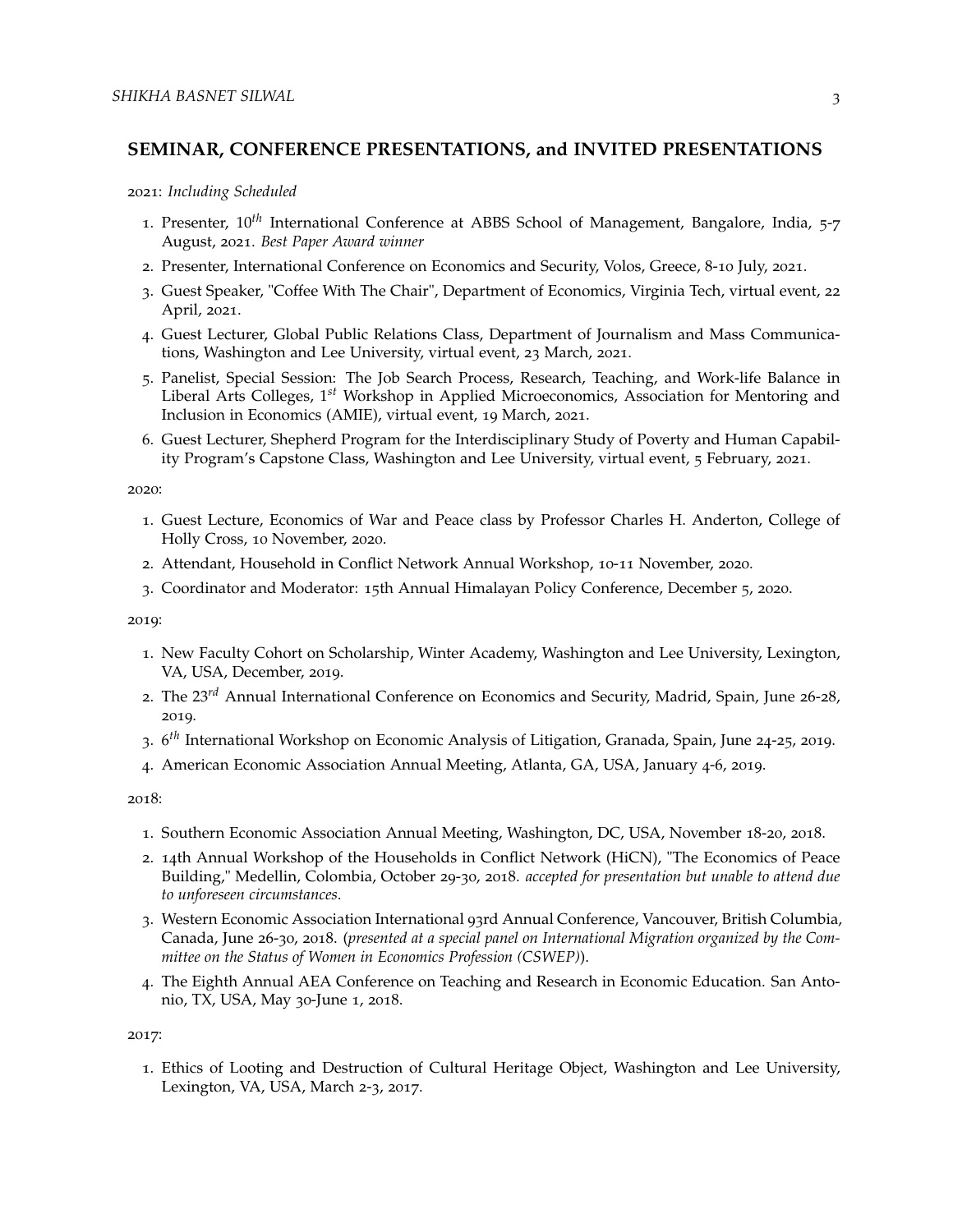## SEMINAR, CONFERENCE PRESENTATIONS, and INVITED PRESENTATIONS

2021: *Including Scheduled*

1. Presenter, $10^{th}$ International Conference at ABBS School of Management, Bangalore, India, 5-7 August, 2021. *Best Paper Award winner*
2. Presenter, International Conference on Economics and Security, Volos, Greece, 8-10 July, 2021.
3. Guest Speaker, "Coffee With The Chair", Department of Economics, Virginia Tech, virtual event, 22 April, 2021.
4. Guest Lecturer, Global Public Relations Class, Department of Journalism and Mass Communications, Washington and Lee University, virtual event, 23 March, 2021.
5. Panelist, Special Session: The Job Search Process, Research, Teaching, and Work-life Balance in Liberal Arts Colleges, $1^{st}$ Workshop in Applied Microeconomics, Association for Mentoring and Inclusion in Economics (AMIE), virtual event, 19 March, 2021.
6. Guest Lecturer, Shepherd Program for the Interdisciplinary Study of Poverty and Human Capability Program's Capstone Class, Washington and Lee University, virtual event, 5 February, 2021.

2020:

1. Guest Lecture, Economics of War and Peace class by Professor Charles H. Anderton, College of Holly Cross, 10 November, 2020.
2. Attendant, Household in Conflict Network Annual Workshop, 10-11 November, 2020.
3. Coordinator and Moderator: 15th Annual Himalayan Policy Conference, December 5, 2020.

2019:

1. New Faculty Cohort on Scholarship, Winter Academy, Washington and Lee University, Lexington, VA, USA, December, 2019.
2. The $23^{rd}$ Annual International Conference on Economics and Security, Madrid, Spain, June 26-28, 2019.
3. $6^{th}$ International Workshop on Economic Analysis of Litigation, Granada, Spain, June 24-25, 2019.
4. American Economic Association Annual Meeting, Atlanta, GA, USA, January 4-6, 2019.

2018:

1. Southern Economic Association Annual Meeting, Washington, DC, USA, November 18-20, 2018.
2. 14th Annual Workshop of the Households in Conflict Network (HiCN), "The Economics of Peace Building," Medellin, Colombia, October 29-30, 2018. *accepted for presentation but unable to attend due to unforeseen circumstances*.
3. Western Economic Association International 93rd Annual Conference, Vancouver, British Columbia, Canada, June 26-30, 2018. (*presented at a special panel on International Migration organized by the Committee on the Status of Women in Economics Profession (CSWEP)*).
4. The Eighth Annual AEA Conference on Teaching and Research in Economic Education. San Antonio, TX, USA, May 30-June 1, 2018.

2017:

1. Ethics of Looting and Destruction of Cultural Heritage Object, Washington and Lee University, Lexington, VA, USA, March 2-3, 2017.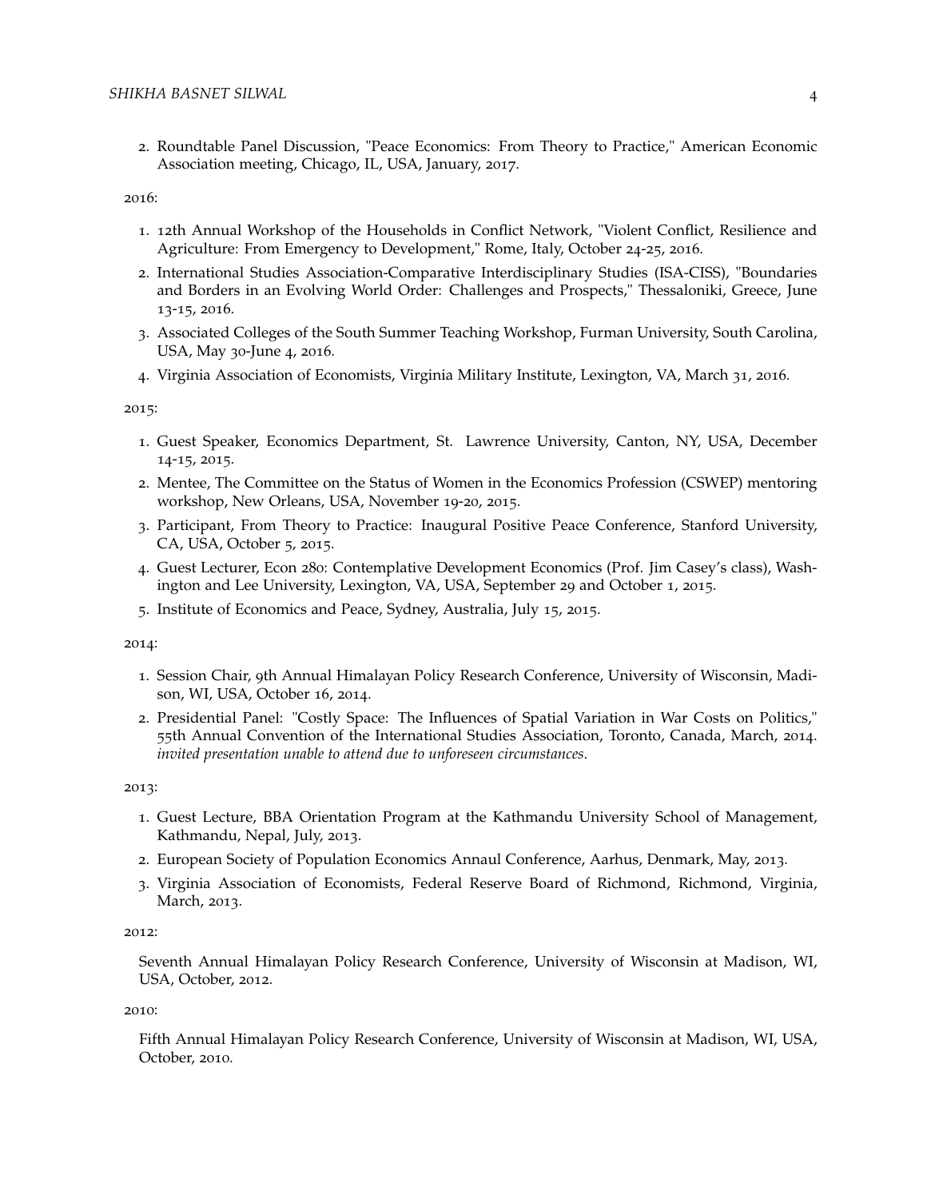2. Roundtable Panel Discussion, "Peace Economics: From Theory to Practice," American Economic Association meeting, Chicago, IL, USA, January, 2017.

2016:

1. 12th Annual Workshop of the Households in Conflict Network, "Violent Conflict, Resilience and Agriculture: From Emergency to Development," Rome, Italy, October 24-25, 2016.
2. International Studies Association-Comparative Interdisciplinary Studies (ISA-CISS), "Boundaries and Borders in an Evolving World Order: Challenges and Prospects," Thessaloniki, Greece, June 13-15, 2016.
3. Associated Colleges of the South Summer Teaching Workshop, Furman University, South Carolina, USA, May 30-June 4, 2016.
4. Virginia Association of Economists, Virginia Military Institute, Lexington, VA, March 31, 2016.

2015:

1. Guest Speaker, Economics Department, St. Lawrence University, Canton, NY, USA, December 14-15, 2015.
2. Mentee, The Committee on the Status of Women in the Economics Profession (CSWEP) mentoring workshop, New Orleans, USA, November 19-20, 2015.
3. Participant, From Theory to Practice: Inaugural Positive Peace Conference, Stanford University, CA, USA, October 5, 2015.
4. Guest Lecturer, Econ 280: Contemplative Development Economics (Prof. Jim Casey's class), Washington and Lee University, Lexington, VA, USA, September 29 and October 1, 2015.
5. Institute of Economics and Peace, Sydney, Australia, July 15, 2015.

2014:

1. Session Chair, 9th Annual Himalayan Policy Research Conference, University of Wisconsin, Madison, WI, USA, October 16, 2014.
2. Presidential Panel: "Costly Space: The Influences of Spatial Variation in War Costs on Politics," 55th Annual Convention of the International Studies Association, Toronto, Canada, March, 2014. *invited presentation unable to attend due to unforeseen circumstances*.

2013:

1. Guest Lecture, BBA Orientation Program at the Kathmandu University School of Management, Kathmandu, Nepal, July, 2013.
2. European Society of Population Economics Annaul Conference, Aarhus, Denmark, May, 2013.
3. Virginia Association of Economists, Federal Reserve Board of Richmond, Richmond, Virginia, March, 2013.

2012:

Seventh Annual Himalayan Policy Research Conference, University of Wisconsin at Madison, WI, USA, October, 2012.

2010:

Fifth Annual Himalayan Policy Research Conference, University of Wisconsin at Madison, WI, USA, October, 2010.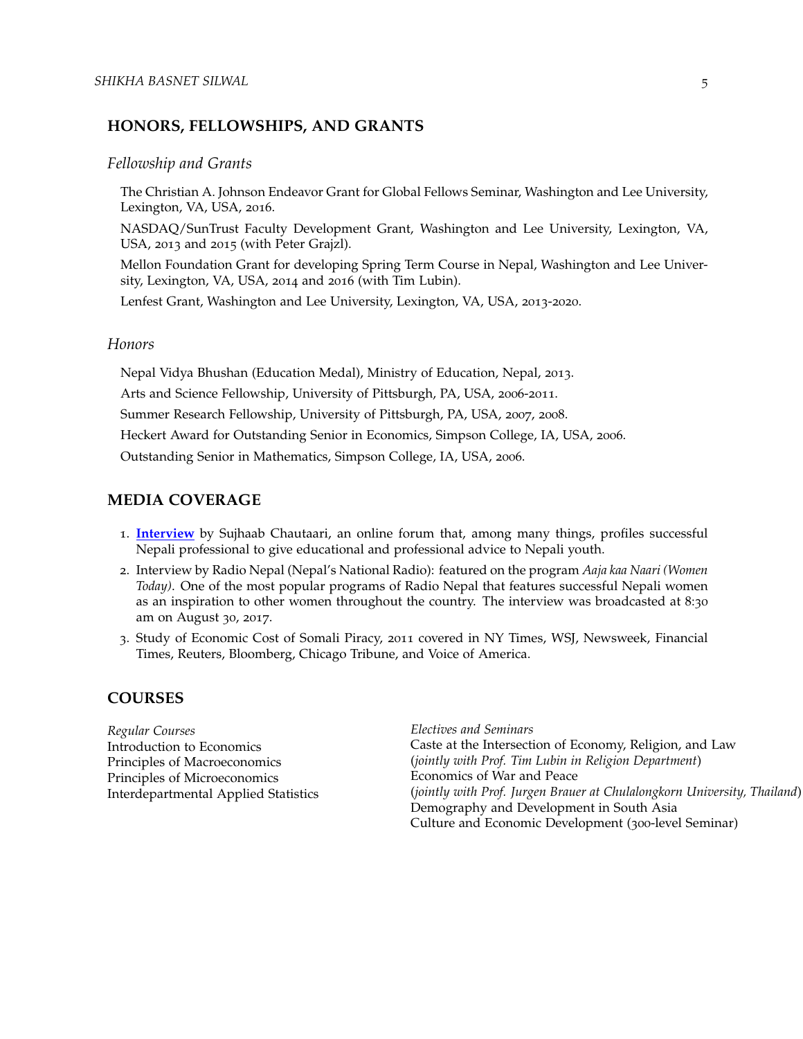## HONORS, FELLOWSHIPS, AND GRANTS

### *Fellowship and Grants*

The Christian A. Johnson Endeavor Grant for Global Fellows Seminar, Washington and Lee University, Lexington, VA, USA, 2016.

NASDAQ/SunTrust Faculty Development Grant, Washington and Lee University, Lexington, VA, USA, 2013 and 2015 (with Peter Grajzl).

Mellon Foundation Grant for developing Spring Term Course in Nepal, Washington and Lee University, Lexington, VA, USA, 2014 and 2016 (with Tim Lubin).

Lenfest Grant, Washington and Lee University, Lexington, VA, USA, 2013-2020.

### *Honors*

Nepal Vidya Bhushan (Education Medal), Ministry of Education, Nepal, 2013.

Arts and Science Fellowship, University of Pittsburgh, PA, USA, 2006-2011.

Summer Research Fellowship, University of Pittsburgh, PA, USA, 2007, 2008.

Heckert Award for Outstanding Senior in Economics, Simpson College, IA, USA, 2006.

Outstanding Senior in Mathematics, Simpson College, IA, USA, 2006.

## MEDIA COVERAGE

1. **Interview** by Sujhaab Chautaari, an online forum that, among many things, profiles successful Nepali professional to give educational and professional advice to Nepali youth.
2. Interview by Radio Nepal (Nepal's National Radio): featured on the program *Aaja kaa Naari (Women Today)*. One of the most popular programs of Radio Nepal that features successful Nepali women as an inspiration to other women throughout the country. The interview was broadcasted at 8:30 am on August 30, 2017.
3. Study of Economic Cost of Somali Piracy, 2011 covered in NY Times, WSJ, Newsweek, Financial Times, Reuters, Bloomberg, Chicago Tribune, and Voice of America.

## COURSES

*Regular Courses*

Introduction to Economics

Principles of Macroeconomics

Principles of Microeconomics

Interdepartmental Applied Statistics

*Electives and Seminars*

Caste at the Intersection of Economy, Religion, and Law
(*jointly with Prof. Tim Lubin in Religion Department*)

Economics of War and Peace
(*jointly with Prof. Jurgen Brauer at Chulalongkorn University, Thailand*)

Demography and Development in South Asia

Culture and Economic Development (300-level Seminar)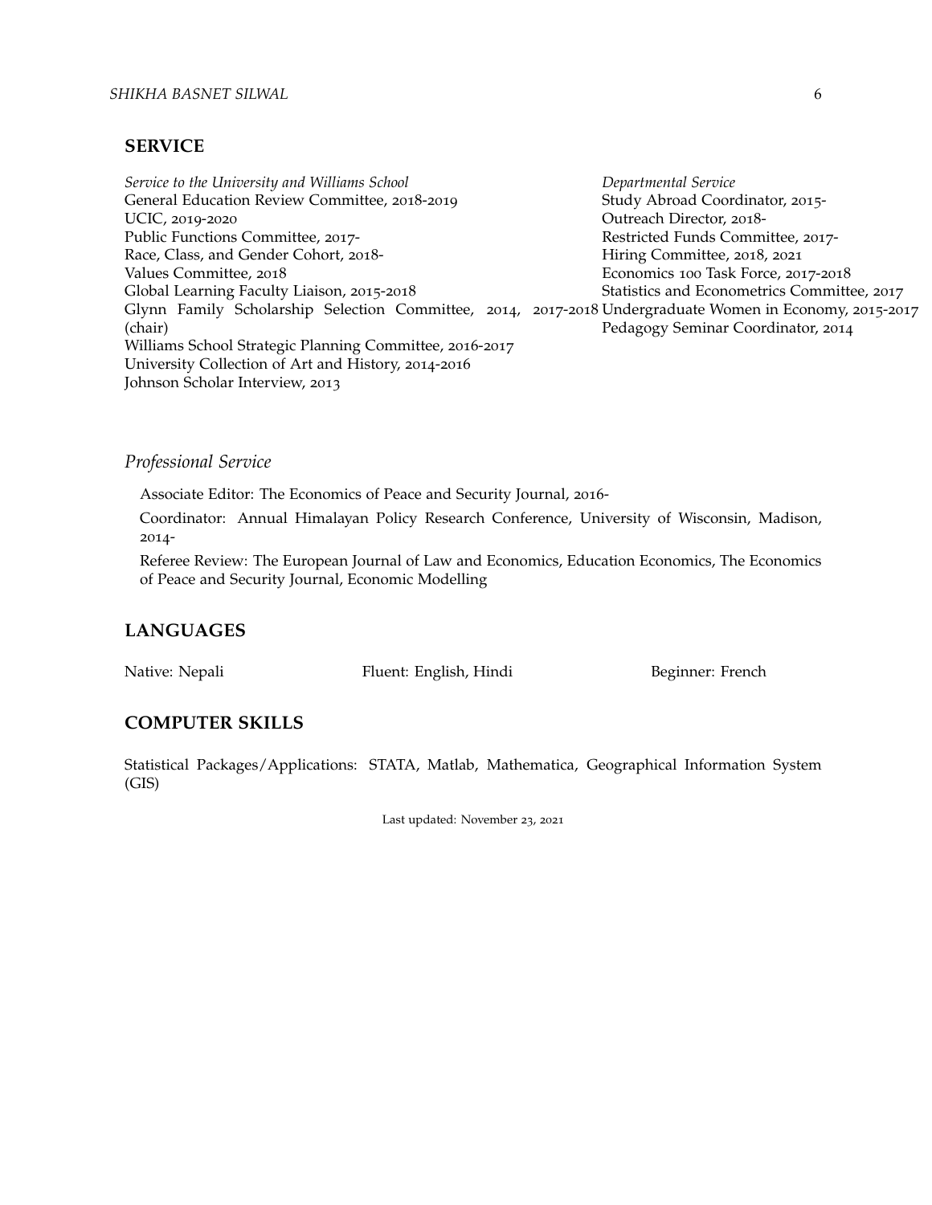## SERVICE

*Service to the University and Williams School*

General Education Review Committee, 2018-2019
UCIC, 2019-2020
Public Functions Committee, 2017-
Race, Class, and Gender Cohort, 2018-
Values Committee, 2018
Global Learning Faculty Liaison, 2015-2018
Glynn Family Scholarship Selection Committee, 2014, 2017-2018 (chair)
Williams School Strategic Planning Committee, 2016-2017
University Collection of Art and History, 2014-2016
Johnson Scholar Interview, 2013

*Departmental Service*

Study Abroad Coordinator, 2015-
Outreach Director, 2018-
Restricted Funds Committee, 2017-
Hiring Committee, 2018, 2021
Economics 100 Task Force, 2017-2018
Statistics and Econometrics Committee, 2017
Undergraduate Women in Economy, 2015-2017
Pedagogy Seminar Coordinator, 2014

### *Professional Service*

Associate Editor: The Economics of Peace and Security Journal, 2016-

Coordinator: Annual Himalayan Policy Research Conference, University of Wisconsin, Madison, 2014-

Referee Review: The European Journal of Law and Economics, Education Economics, The Economics of Peace and Security Journal, Economic Modelling

## LANGUAGES

Native: Nepali    Fluent: English, Hindi    Beginner: French

## COMPUTER SKILLS

Statistical Packages/Applications: STATA, Matlab, Mathematica, Geographical Information System (GIS)

Last updated: November 23, 2021